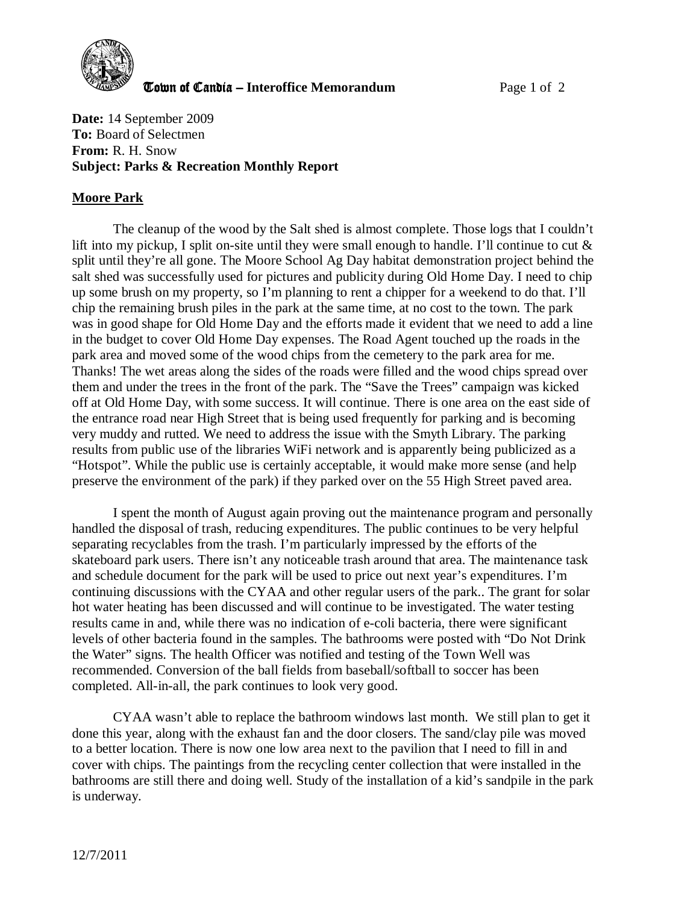**Town of Candia – Interoffice Memorandum**

**Date:** 14 September 2009
**To:** Board of Selectmen
**From:** R. H. Snow
**Subject: Parks & Recreation Monthly Report**

**Moore Park**

The cleanup of the wood by the Salt shed is almost complete. Those logs that I couldn't lift into my pickup, I split on-site until they were small enough to handle. I'll continue to cut & split until they're all gone. The Moore School Ag Day habitat demonstration project behind the salt shed was successfully used for pictures and publicity during Old Home Day. I need to chip up some brush on my property, so I'm planning to rent a chipper for a weekend to do that. I'll chip the remaining brush piles in the park at the same time, at no cost to the town. The park was in good shape for Old Home Day and the efforts made it evident that we need to add a line in the budget to cover Old Home Day expenses. The Road Agent touched up the roads in the park area and moved some of the wood chips from the cemetery to the park area for me. Thanks! The wet areas along the sides of the roads were filled and the wood chips spread over them and under the trees in the front of the park. The "Save the Trees" campaign was kicked off at Old Home Day, with some success. It will continue. There is one area on the east side of the entrance road near High Street that is being used frequently for parking and is becoming very muddy and rutted. We need to address the issue with the Smyth Library. The parking results from public use of the libraries WiFi network and is apparently being publicized as a "Hotspot". While the public use is certainly acceptable, it would make more sense (and help preserve the environment of the park) if they parked over on the 55 High Street paved area.

I spent the month of August again proving out the maintenance program and personally handled the disposal of trash, reducing expenditures. The public continues to be very helpful separating recyclables from the trash. I'm particularly impressed by the efforts of the skateboard park users. There isn't any noticeable trash around that area. The maintenance task and schedule document for the park will be used to price out next year's expenditures. I'm continuing discussions with the CYAA and other regular users of the park.. The grant for solar hot water heating has been discussed and will continue to be investigated. The water testing results came in and, while there was no indication of e-coli bacteria, there were significant levels of other bacteria found in the samples. The bathrooms were posted with "Do Not Drink the Water" signs. The health Officer was notified and testing of the Town Well was recommended. Conversion of the ball fields from baseball/softball to soccer has been completed. All-in-all, the park continues to look very good.

CYAA wasn't able to replace the bathroom windows last month. We still plan to get it done this year, along with the exhaust fan and the door closers. The sand/clay pile was moved to a better location. There is now one low area next to the pavilion that I need to fill in and cover with chips. The paintings from the recycling center collection that were installed in the bathrooms are still there and doing well. Study of the installation of a kid's sandpile in the park is underway.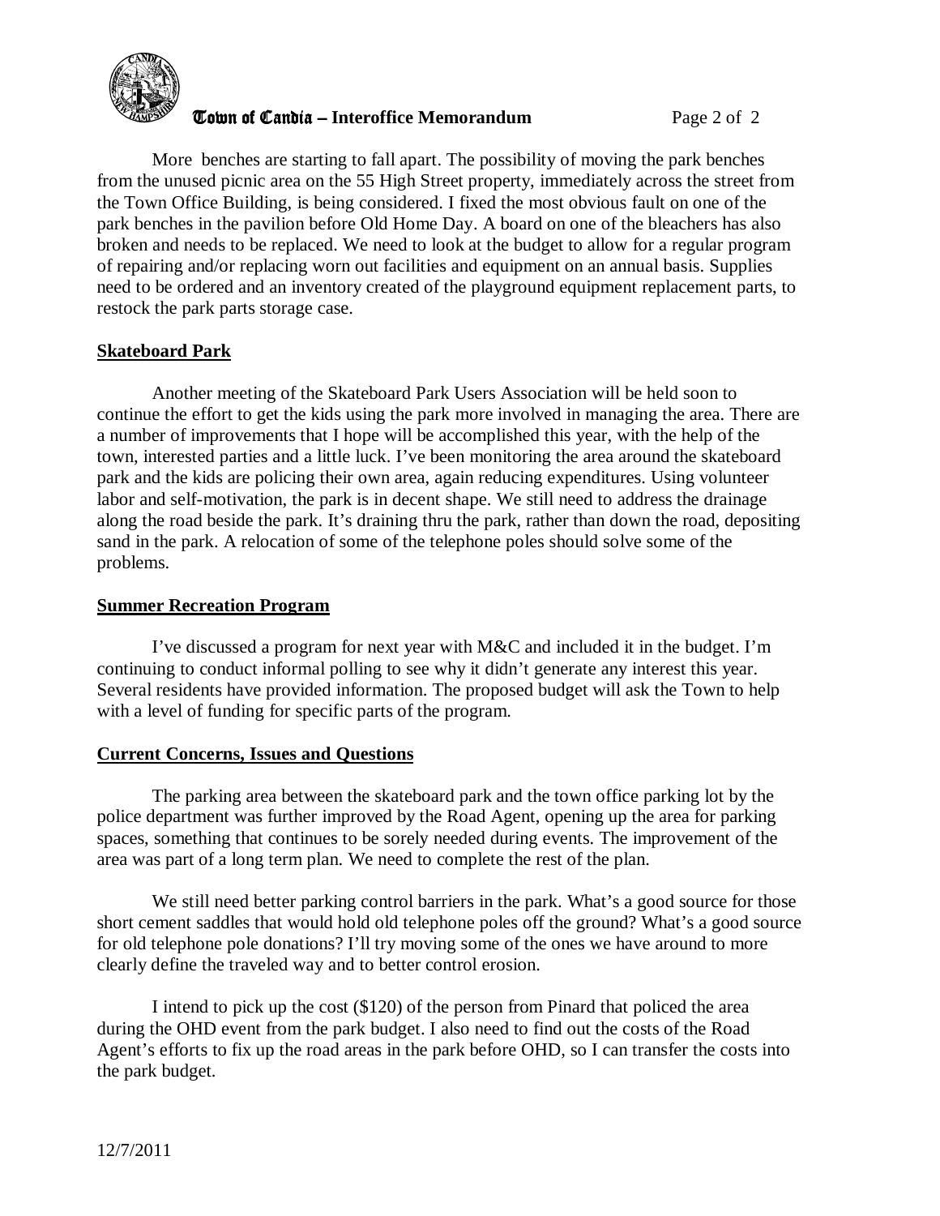More  benches are starting to fall apart. The possibility of moving the park benches from the unused picnic area on the 55 High Street property, immediately across the street from the Town Office Building, is being considered. I fixed the most obvious fault on one of the park benches in the pavilion before Old Home Day. A board on one of the bleachers has also broken and needs to be replaced. We need to look at the budget to allow for a regular program of repairing and/or replacing worn out facilities and equipment on an annual basis. Supplies need to be ordered and an inventory created of the playground equipment replacement parts, to restock the park parts storage case.

## Skateboard Park

Another meeting of the Skateboard Park Users Association will be held soon to continue the effort to get the kids using the park more involved in managing the area. There are a number of improvements that I hope will be accomplished this year, with the help of the town, interested parties and a little luck. I've been monitoring the area around the skateboard park and the kids are policing their own area, again reducing expenditures. Using volunteer labor and self-motivation, the park is in decent shape. We still need to address the drainage along the road beside the park. It's draining thru the park, rather than down the road, depositing sand in the park. A relocation of some of the telephone poles should solve some of the problems.

## Summer Recreation Program

I've discussed a program for next year with M&C and included it in the budget. I'm continuing to conduct informal polling to see why it didn't generate any interest this year. Several residents have provided information. The proposed budget will ask the Town to help with a level of funding for specific parts of the program.

## Current Concerns, Issues and Questions

The parking area between the skateboard park and the town office parking lot by the police department was further improved by the Road Agent, opening up the area for parking spaces, something that continues to be sorely needed during events. The improvement of the area was part of a long term plan. We need to complete the rest of the plan.

We still need better parking control barriers in the park. What's a good source for those short cement saddles that would hold old telephone poles off the ground? What's a good source for old telephone pole donations? I'll try moving some of the ones we have around to more clearly define the traveled way and to better control erosion.

I intend to pick up the cost ($120) of the person from Pinard that policed the area during the OHD event from the park budget. I also need to find out the costs of the Road Agent's efforts to fix up the road areas in the park before OHD, so I can transfer the costs into the park budget.